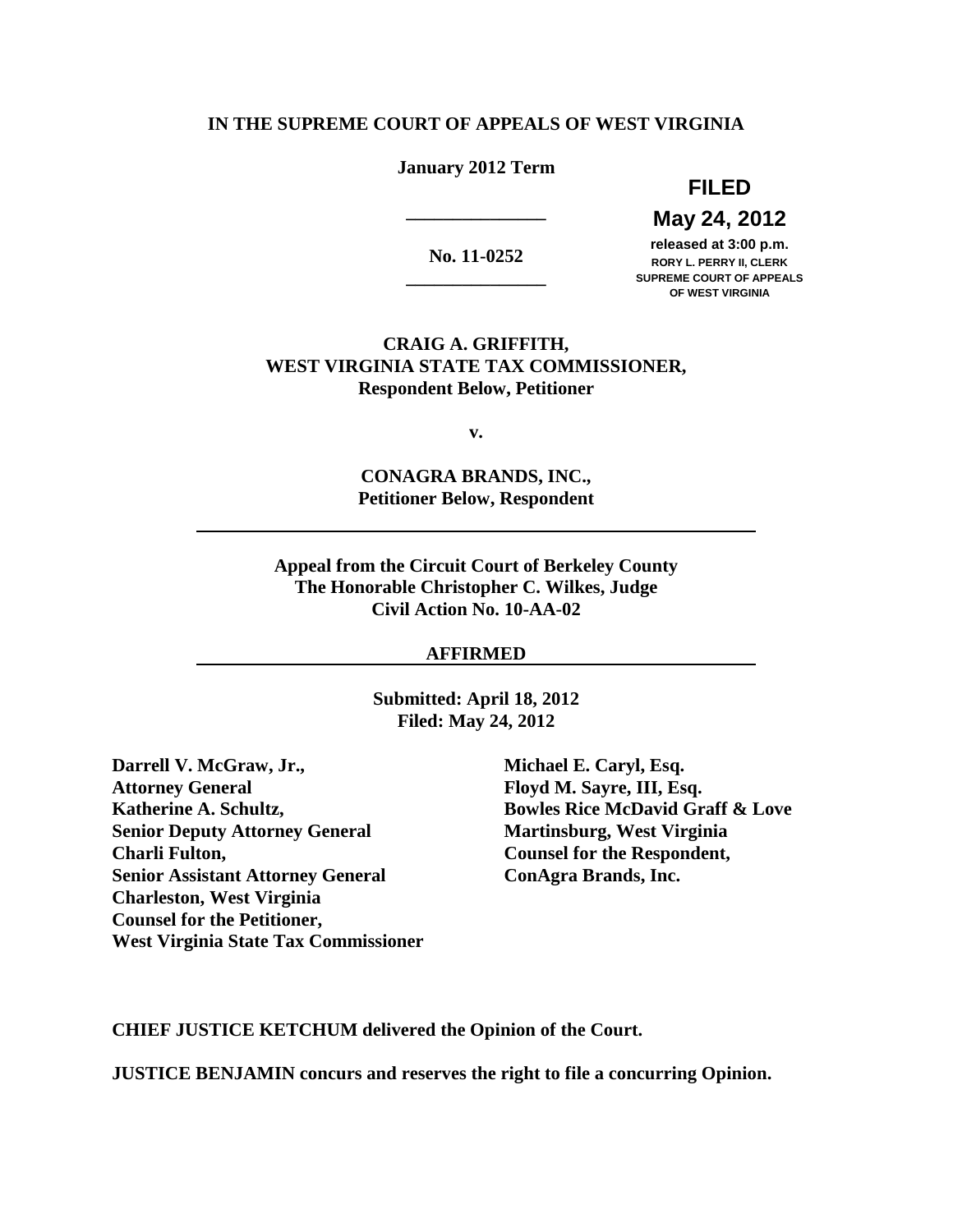**IN THE SUPREME COURT OF APPEALS OF WEST VIRGINIA**

**January 2012 Term**

**FILED**

**May 24, 2012**

**released at 3:00 p.m.**
**RORY L. PERRY II, CLERK**
**SUPREME COURT OF APPEALS**
**OF WEST VIRGINIA**

---

**No. 11-0252**

---

**CRAIG A. GRIFFITH,**
**WEST VIRGINIA STATE TAX COMMISSIONER,**
**Respondent Below, Petitioner**

**v.**

**CONAGRA BRANDS, INC.,**
**Petitioner Below, Respondent**

---

**Appeal from the Circuit Court of Berkeley County**
**The Honorable Christopher C. Wilkes, Judge**
**Civil Action No. 10-AA-02**

**AFFIRMED**

---

**Submitted: April 18, 2012**
**Filed: May 24, 2012**

**Darrell V. McGraw, Jr.,**
**Attorney General**
**Katherine A. Schultz,**
**Senior Deputy Attorney General**
**Charli Fulton,**
**Senior Assistant Attorney General**
**Charleston, West Virginia**
**Counsel for the Petitioner,**
**West Virginia State Tax Commissioner**

**Michael E. Caryl, Esq.**
**Floyd M. Sayre, III, Esq.**
**Bowles Rice McDavid Graff & Love**
**Martinsburg, West Virginia**
**Counsel for the Respondent,**
**ConAgra Brands, Inc.**

**CHIEF JUSTICE KETCHUM delivered the Opinion of the Court.**

**JUSTICE BENJAMIN concurs and reserves the right to file a concurring Opinion.**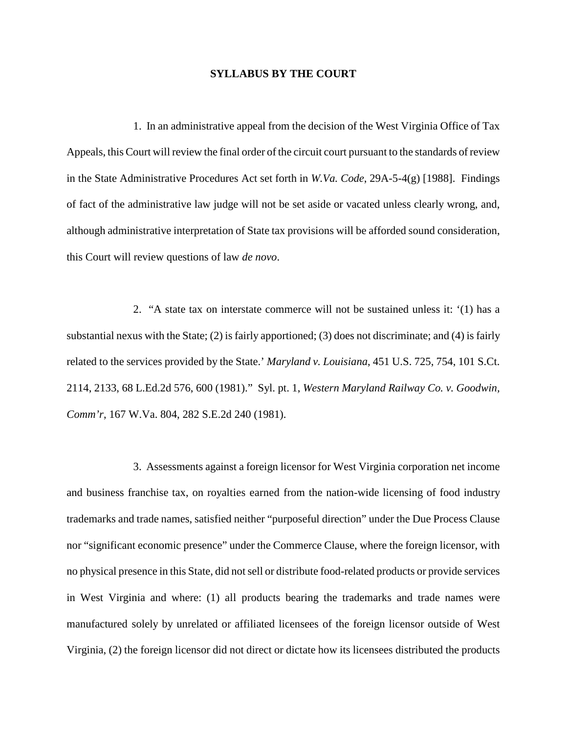**SYLLABUS BY THE COURT**

1. In an administrative appeal from the decision of the West Virginia Office of Tax Appeals, this Court will review the final order of the circuit court pursuant to the standards of review in the State Administrative Procedures Act set forth in *W.Va. Code*, 29A-5-4(g) [1988]. Findings of fact of the administrative law judge will not be set aside or vacated unless clearly wrong, and, although administrative interpretation of State tax provisions will be afforded sound consideration, this Court will review questions of law *de novo*.

2. "A state tax on interstate commerce will not be sustained unless it: '(1) has a substantial nexus with the State; (2) is fairly apportioned; (3) does not discriminate; and (4) is fairly related to the services provided by the State.' *Maryland v. Louisiana*, 451 U.S. 725, 754, 101 S.Ct. 2114, 2133, 68 L.Ed.2d 576, 600 (1981)." Syl. pt. 1, *Western Maryland Railway Co. v. Goodwin, Comm'r*, 167 W.Va. 804, 282 S.E.2d 240 (1981).

3. Assessments against a foreign licensor for West Virginia corporation net income and business franchise tax, on royalties earned from the nation-wide licensing of food industry trademarks and trade names, satisfied neither "purposeful direction" under the Due Process Clause nor "significant economic presence" under the Commerce Clause, where the foreign licensor, with no physical presence in this State, did not sell or distribute food-related products or provide services in West Virginia and where: (1) all products bearing the trademarks and trade names were manufactured solely by unrelated or affiliated licensees of the foreign licensor outside of West Virginia, (2) the foreign licensor did not direct or dictate how its licensees distributed the products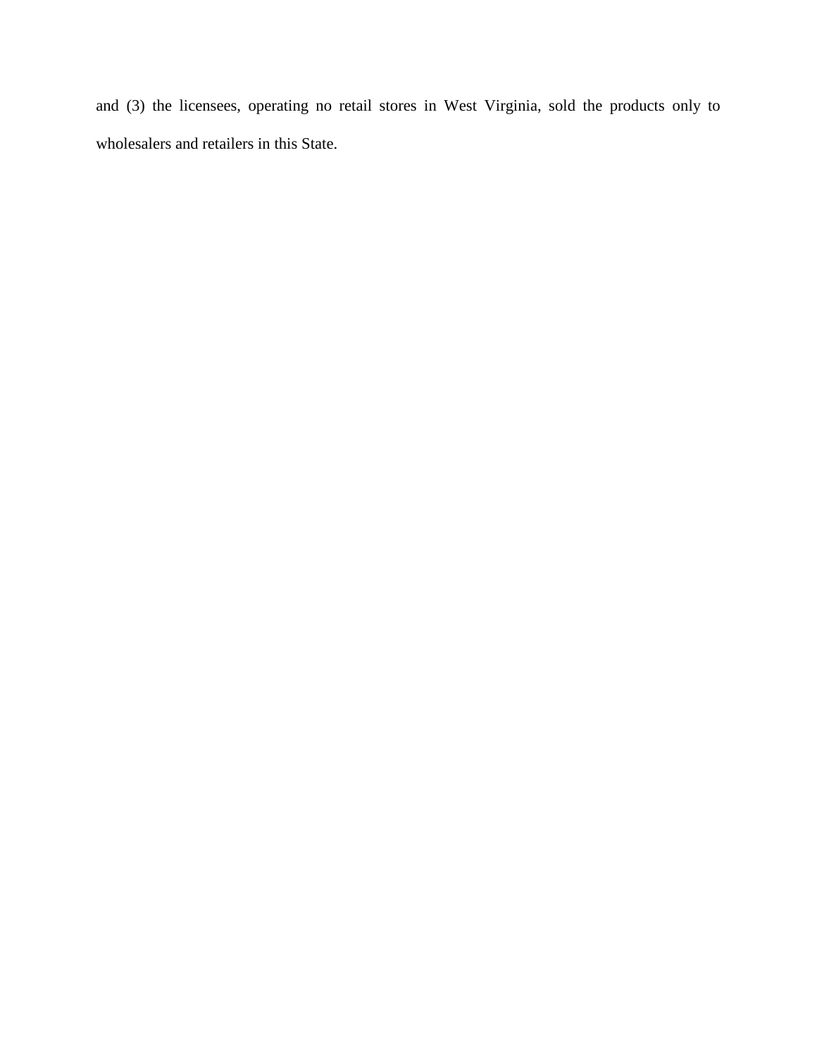and (3) the licensees, operating no retail stores in West Virginia, sold the products only to wholesalers and retailers in this State.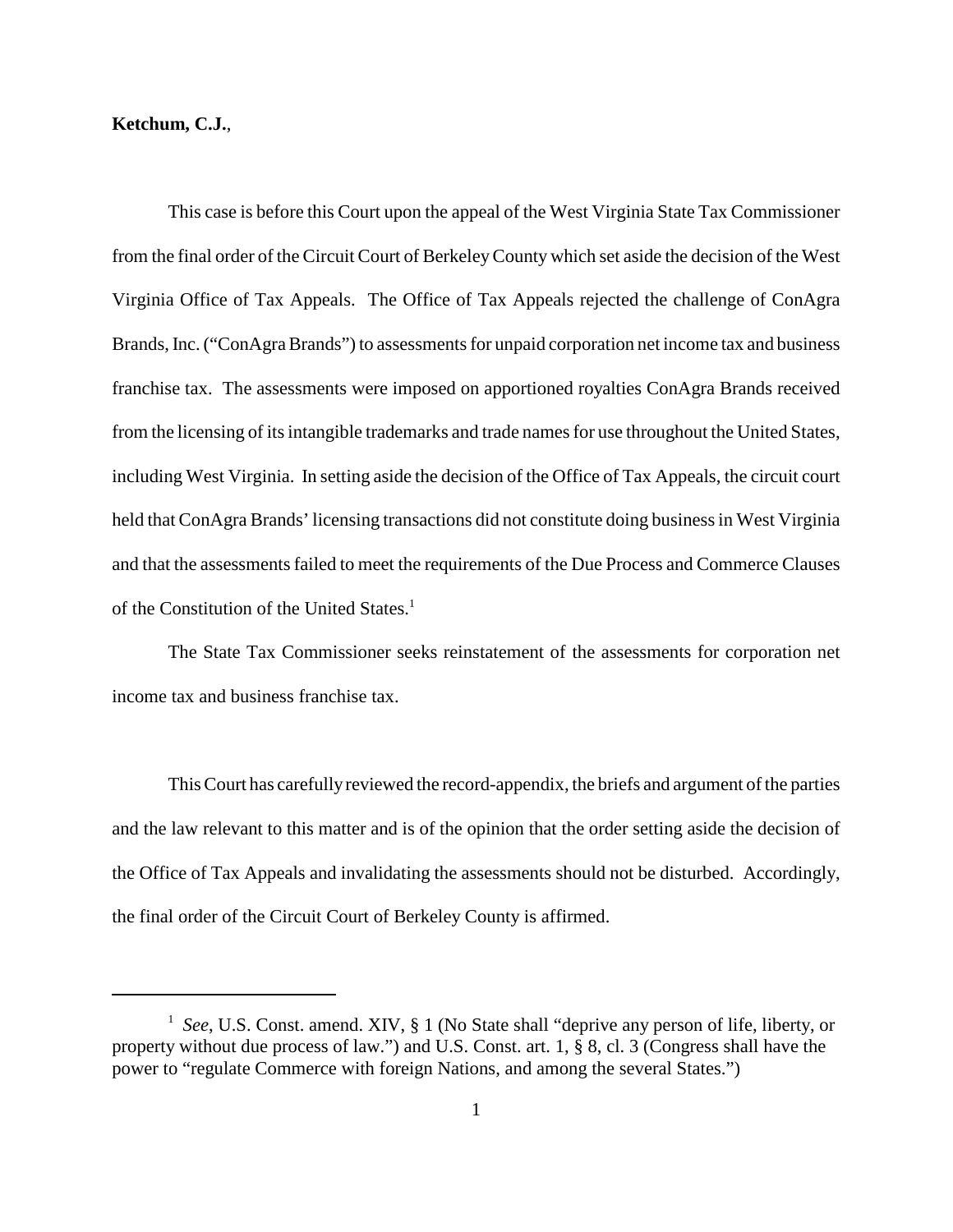**Ketchum, C.J.**,

This case is before this Court upon the appeal of the West Virginia State Tax Commissioner from the final order of the Circuit Court of Berkeley County which set aside the decision of the West Virginia Office of Tax Appeals. The Office of Tax Appeals rejected the challenge of ConAgra Brands, Inc. ("ConAgra Brands") to assessments for unpaid corporation net income tax and business franchise tax. The assessments were imposed on apportioned royalties ConAgra Brands received from the licensing of its intangible trademarks and trade names for use throughout the United States, including West Virginia. In setting aside the decision of the Office of Tax Appeals, the circuit court held that ConAgra Brands' licensing transactions did not constitute doing business in West Virginia and that the assessments failed to meet the requirements of the Due Process and Commerce Clauses of the Constitution of the United States.[1]

The State Tax Commissioner seeks reinstatement of the assessments for corporation net income tax and business franchise tax.

This Court has carefully reviewed the record-appendix, the briefs and argument of the parties and the law relevant to this matter and is of the opinion that the order setting aside the decision of the Office of Tax Appeals and invalidating the assessments should not be disturbed. Accordingly, the final order of the Circuit Court of Berkeley County is affirmed.

---

[1] *See*, U.S. Const. amend. XIV, § 1 (No State shall "deprive any person of life, liberty, or property without due process of law.") and U.S. Const. art. 1, § 8, cl. 3 (Congress shall have the power to "regulate Commerce with foreign Nations, and among the several States.")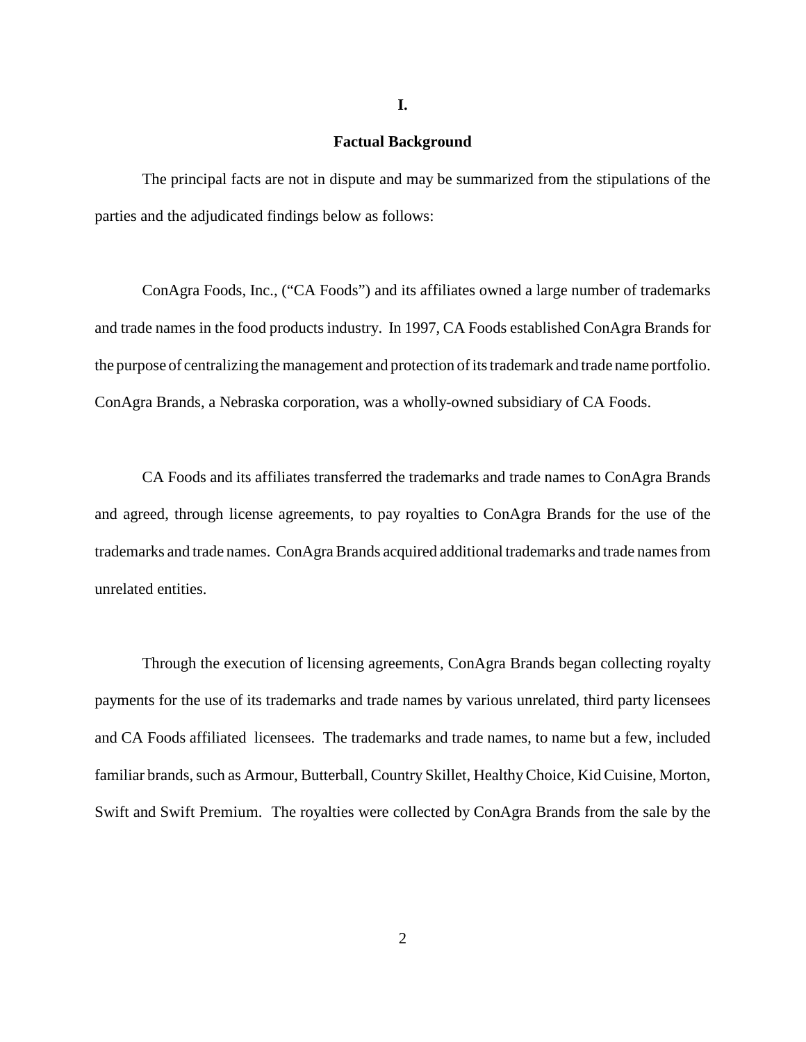## I.

## Factual Background

The principal facts are not in dispute and may be summarized from the stipulations of the parties and the adjudicated findings below as follows:

ConAgra Foods, Inc., ("CA Foods") and its affiliates owned a large number of trademarks and trade names in the food products industry. In 1997, CA Foods established ConAgra Brands for the purpose of centralizing the management and protection of its trademark and trade name portfolio. ConAgra Brands, a Nebraska corporation, was a wholly-owned subsidiary of CA Foods.

CA Foods and its affiliates transferred the trademarks and trade names to ConAgra Brands and agreed, through license agreements, to pay royalties to ConAgra Brands for the use of the trademarks and trade names. ConAgra Brands acquired additional trademarks and trade names from unrelated entities.

Through the execution of licensing agreements, ConAgra Brands began collecting royalty payments for the use of its trademarks and trade names by various unrelated, third party licensees and CA Foods affiliated licensees. The trademarks and trade names, to name but a few, included familiar brands, such as Armour, Butterball, Country Skillet, Healthy Choice, Kid Cuisine, Morton, Swift and Swift Premium. The royalties were collected by ConAgra Brands from the sale by the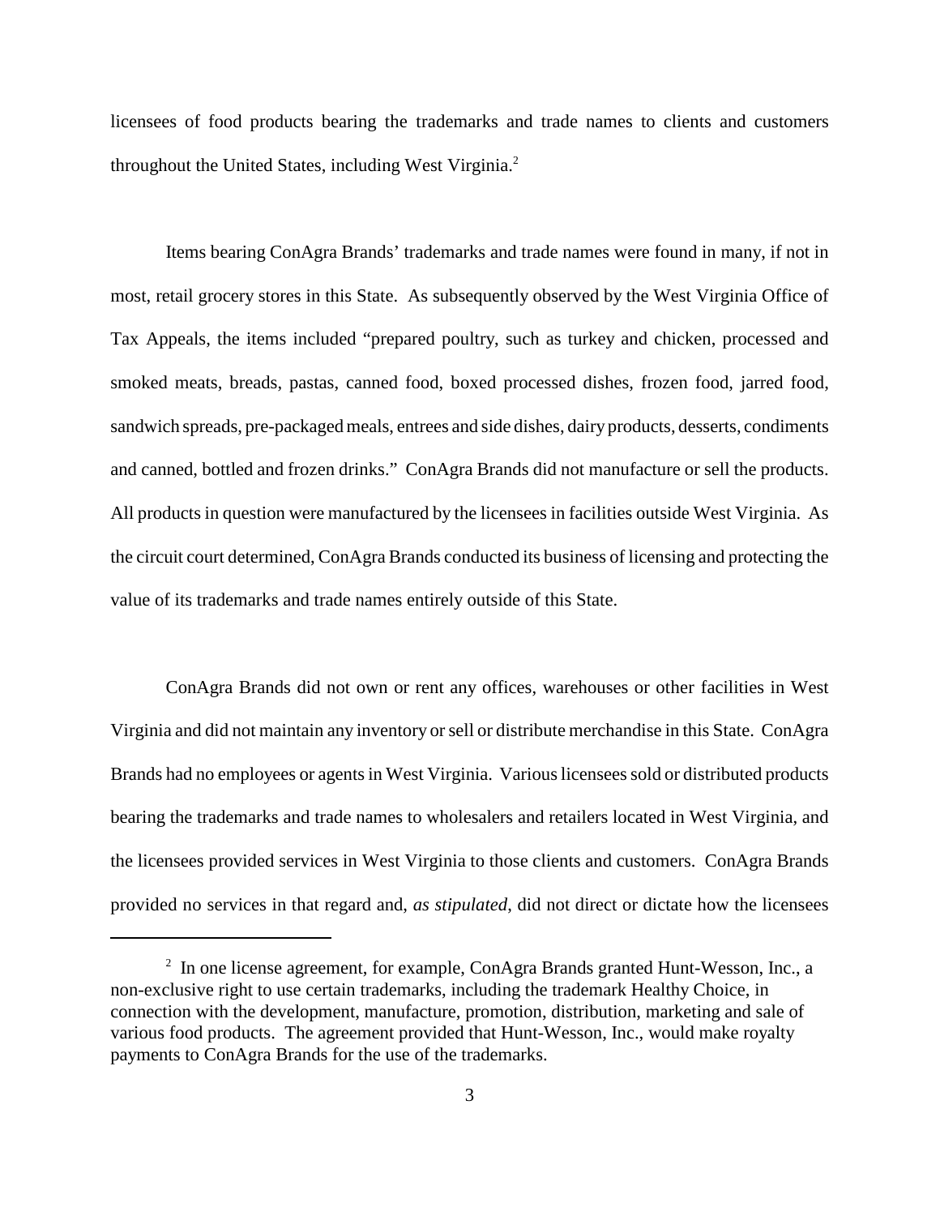licensees of food products bearing the trademarks and trade names to clients and customers throughout the United States, including West Virginia.[2]

Items bearing ConAgra Brands' trademarks and trade names were found in many, if not in most, retail grocery stores in this State. As subsequently observed by the West Virginia Office of Tax Appeals, the items included "prepared poultry, such as turkey and chicken, processed and smoked meats, breads, pastas, canned food, boxed processed dishes, frozen food, jarred food, sandwich spreads, pre-packaged meals, entrees and side dishes, dairy products, desserts, condiments and canned, bottled and frozen drinks." ConAgra Brands did not manufacture or sell the products. All products in question were manufactured by the licensees in facilities outside West Virginia. As the circuit court determined, ConAgra Brands conducted its business of licensing and protecting the value of its trademarks and trade names entirely outside of this State.

ConAgra Brands did not own or rent any offices, warehouses or other facilities in West Virginia and did not maintain any inventory or sell or distribute merchandise in this State. ConAgra Brands had no employees or agents in West Virginia. Various licensees sold or distributed products bearing the trademarks and trade names to wholesalers and retailers located in West Virginia, and the licensees provided services in West Virginia to those clients and customers. ConAgra Brands provided no services in that regard and, *as stipulated*, did not direct or dictate how the licensees

---

[2] In one license agreement, for example, ConAgra Brands granted Hunt-Wesson, Inc., a non-exclusive right to use certain trademarks, including the trademark Healthy Choice, in connection with the development, manufacture, promotion, distribution, marketing and sale of various food products. The agreement provided that Hunt-Wesson, Inc., would make royalty payments to ConAgra Brands for the use of the trademarks.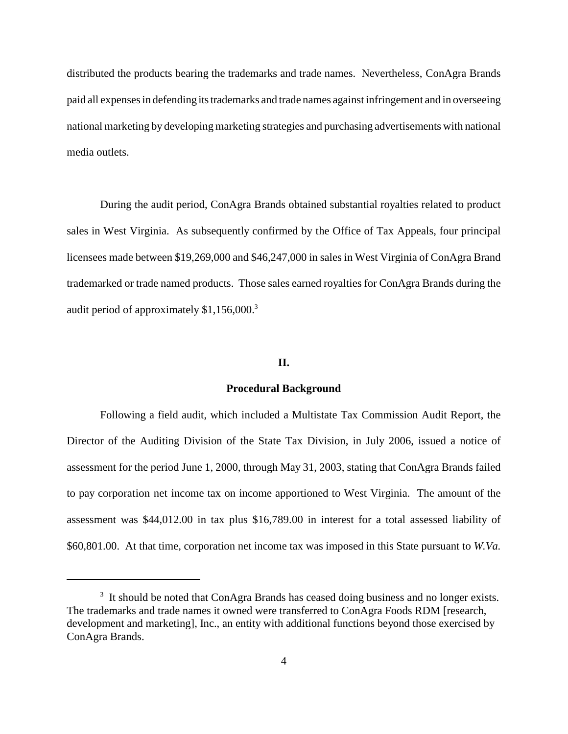distributed the products bearing the trademarks and trade names. Nevertheless, ConAgra Brands paid all expenses in defending its trademarks and trade names against infringement and in overseeing national marketing by developing marketing strategies and purchasing advertisements with national media outlets.

During the audit period, ConAgra Brands obtained substantial royalties related to product sales in West Virginia. As subsequently confirmed by the Office of Tax Appeals, four principal licensees made between $19,269,000 and $46,247,000 in sales in West Virginia of ConAgra Brand trademarked or trade named products. Those sales earned royalties for ConAgra Brands during the audit period of approximately $1,156,000.[3]

## II.

### Procedural Background

Following a field audit, which included a Multistate Tax Commission Audit Report, the Director of the Auditing Division of the State Tax Division, in July 2006, issued a notice of assessment for the period June 1, 2000, through May 31, 2003, stating that ConAgra Brands failed to pay corporation net income tax on income apportioned to West Virginia. The amount of the assessment was $44,012.00 in tax plus $16,789.00 in interest for a total assessed liability of $60,801.00. At that time, corporation net income tax was imposed in this State pursuant to *W.Va.*

---

[3] It should be noted that ConAgra Brands has ceased doing business and no longer exists. The trademarks and trade names it owned were transferred to ConAgra Foods RDM [research, development and marketing], Inc., an entity with additional functions beyond those exercised by ConAgra Brands.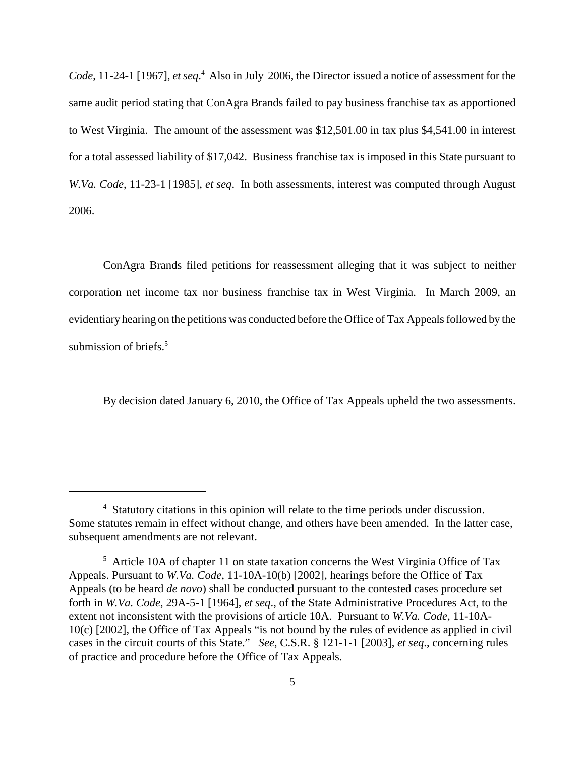*Code*, 11-24-1 [1967], *et seq*.[4] Also in July 2006, the Director issued a notice of assessment for the same audit period stating that ConAgra Brands failed to pay business franchise tax as apportioned to West Virginia. The amount of the assessment was $12,501.00 in tax plus $4,541.00 in interest for a total assessed liability of $17,042. Business franchise tax is imposed in this State pursuant to *W.Va. Code*, 11-23-1 [1985], *et seq*. In both assessments, interest was computed through August 2006.

ConAgra Brands filed petitions for reassessment alleging that it was subject to neither corporation net income tax nor business franchise tax in West Virginia. In March 2009, an evidentiary hearing on the petitions was conducted before the Office of Tax Appeals followed by the submission of briefs.[5]

By decision dated January 6, 2010, the Office of Tax Appeals upheld the two assessments.

---

[4] Statutory citations in this opinion will relate to the time periods under discussion. Some statutes remain in effect without change, and others have been amended. In the latter case, subsequent amendments are not relevant.

[5] Article 10A of chapter 11 on state taxation concerns the West Virginia Office of Tax Appeals. Pursuant to *W.Va. Code*, 11-10A-10(b) [2002], hearings before the Office of Tax Appeals (to be heard *de novo*) shall be conducted pursuant to the contested cases procedure set forth in *W.Va. Code*, 29A-5-1 [1964], *et seq*., of the State Administrative Procedures Act, to the extent not inconsistent with the provisions of article 10A. Pursuant to *W.Va. Code*, 11-10A-10(c) [2002], the Office of Tax Appeals "is not bound by the rules of evidence as applied in civil cases in the circuit courts of this State." *See*, C.S.R. § 121-1-1 [2003], *et seq*., concerning rules of practice and procedure before the Office of Tax Appeals.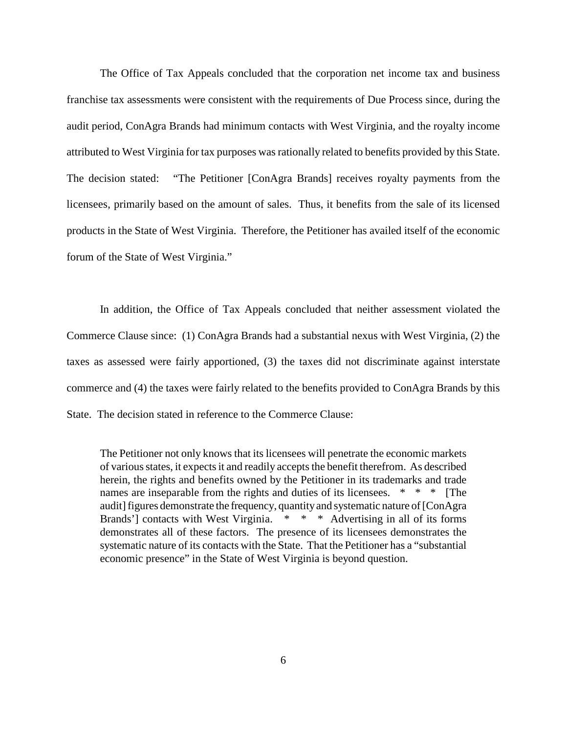The Office of Tax Appeals concluded that the corporation net income tax and business franchise tax assessments were consistent with the requirements of Due Process since, during the audit period, ConAgra Brands had minimum contacts with West Virginia, and the royalty income attributed to West Virginia for tax purposes was rationally related to benefits provided by this State. The decision stated: "The Petitioner [ConAgra Brands] receives royalty payments from the licensees, primarily based on the amount of sales. Thus, it benefits from the sale of its licensed products in the State of West Virginia. Therefore, the Petitioner has availed itself of the economic forum of the State of West Virginia."

In addition, the Office of Tax Appeals concluded that neither assessment violated the Commerce Clause since: (1) ConAgra Brands had a substantial nexus with West Virginia, (2) the taxes as assessed were fairly apportioned, (3) the taxes did not discriminate against interstate commerce and (4) the taxes were fairly related to the benefits provided to ConAgra Brands by this State. The decision stated in reference to the Commerce Clause:

> The Petitioner not only knows that its licensees will penetrate the economic markets of various states, it expects it and readily accepts the benefit therefrom. As described herein, the rights and benefits owned by the Petitioner in its trademarks and trade names are inseparable from the rights and duties of its licensees. * * * [The audit] figures demonstrate the frequency, quantity and systematic nature of [ConAgra Brands'] contacts with West Virginia. * * * Advertising in all of its forms demonstrates all of these factors. The presence of its licensees demonstrates the systematic nature of its contacts with the State. That the Petitioner has a "substantial economic presence" in the State of West Virginia is beyond question.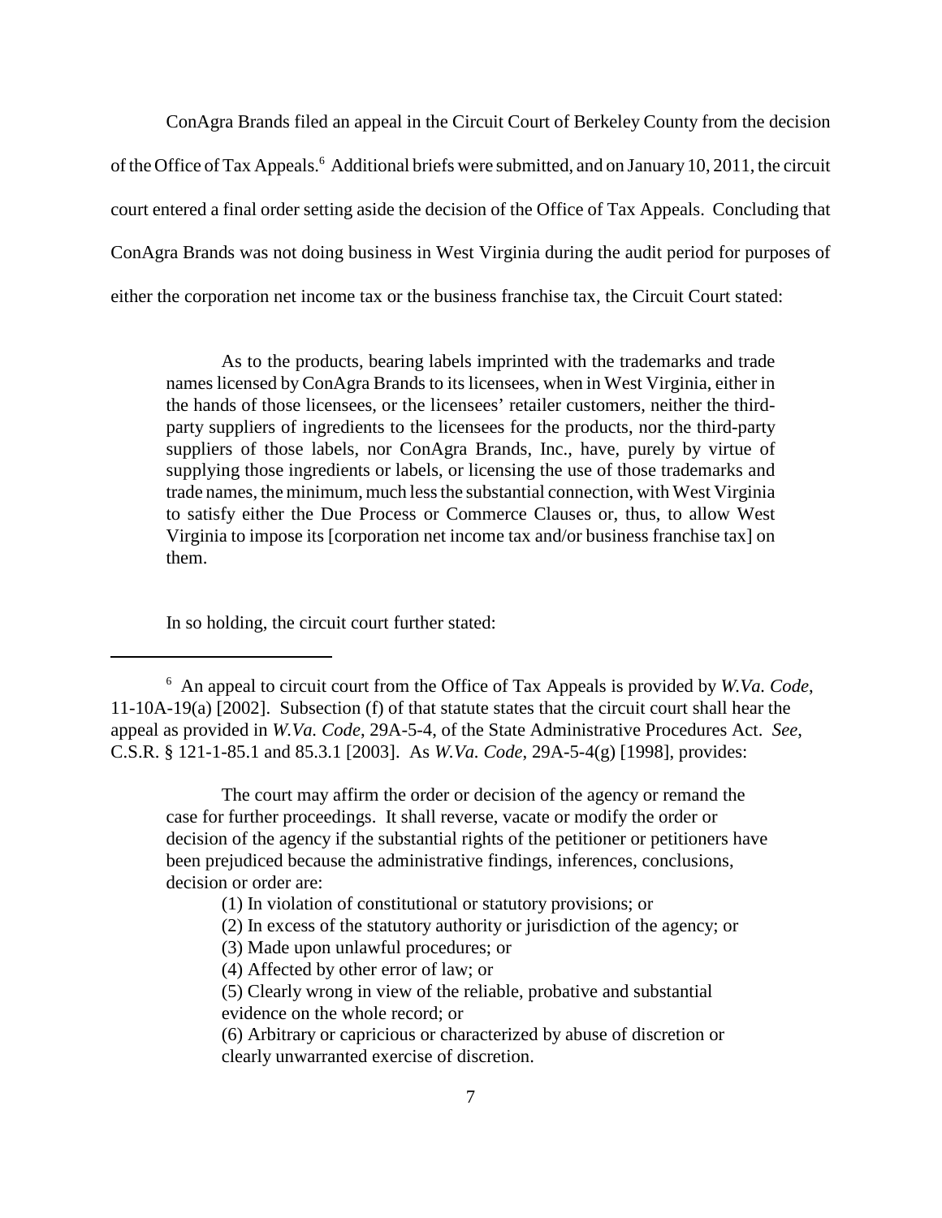ConAgra Brands filed an appeal in the Circuit Court of Berkeley County from the decision of the Office of Tax Appeals.[6] Additional briefs were submitted, and on January 10, 2011, the circuit court entered a final order setting aside the decision of the Office of Tax Appeals. Concluding that ConAgra Brands was not doing business in West Virginia during the audit period for purposes of either the corporation net income tax or the business franchise tax, the Circuit Court stated:

> As to the products, bearing labels imprinted with the trademarks and trade names licensed by ConAgra Brands to its licensees, when in West Virginia, either in the hands of those licensees, or the licensees' retailer customers, neither the third-party suppliers of ingredients to the licensees for the products, nor the third-party suppliers of those labels, nor ConAgra Brands, Inc., have, purely by virtue of supplying those ingredients or labels, or licensing the use of those trademarks and trade names, the minimum, much less the substantial connection, with West Virginia to satisfy either the Due Process or Commerce Clauses or, thus, to allow West Virginia to impose its [corporation net income tax and/or business franchise tax] on them.

In so holding, the circuit court further stated:

---

[6] An appeal to circuit court from the Office of Tax Appeals is provided by *W.Va. Code*, 11-10A-19(a) [2002]. Subsection (f) of that statute states that the circuit court shall hear the appeal as provided in *W.Va. Code*, 29A-5-4, of the State Administrative Procedures Act. *See*, C.S.R. § 121-1-85.1 and 85.3.1 [2003]. As *W.Va. Code*, 29A-5-4(g) [1998], provides:

> The court may affirm the order or decision of the agency or remand the case for further proceedings. It shall reverse, vacate or modify the order or decision of the agency if the substantial rights of the petitioner or petitioners have been prejudiced because the administrative findings, inferences, conclusions, decision or order are:
>
> (1) In violation of constitutional or statutory provisions; or
>
> (2) In excess of the statutory authority or jurisdiction of the agency; or
>
> (3) Made upon unlawful procedures; or
>
> (4) Affected by other error of law; or
>
> (5) Clearly wrong in view of the reliable, probative and substantial evidence on the whole record; or
>
> (6) Arbitrary or capricious or characterized by abuse of discretion or clearly unwarranted exercise of discretion.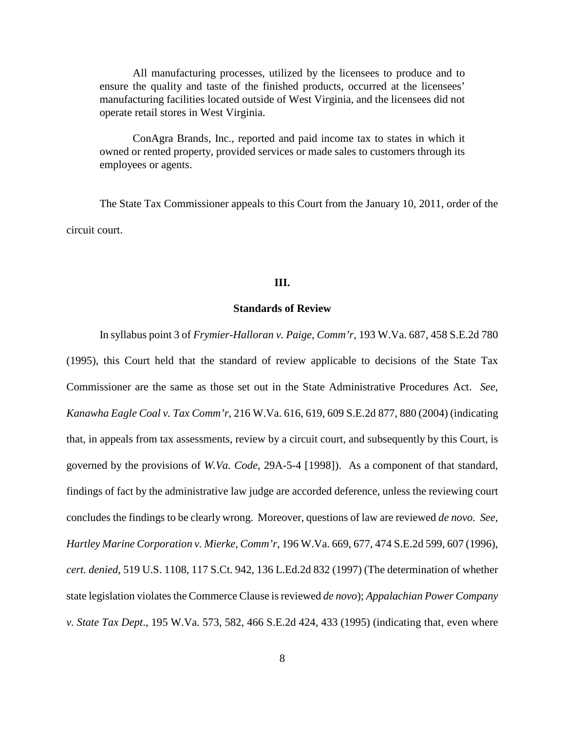All manufacturing processes, utilized by the licensees to produce and to ensure the quality and taste of the finished products, occurred at the licensees' manufacturing facilities located outside of West Virginia, and the licensees did not operate retail stores in West Virginia.

ConAgra Brands, Inc., reported and paid income tax to states in which it owned or rented property, provided services or made sales to customers through its employees or agents.

The State Tax Commissioner appeals to this Court from the January 10, 2011, order of the circuit court.

## III.

## Standards of Review

In syllabus point 3 of *Frymier-Halloran v. Paige, Comm'r*, 193 W.Va. 687, 458 S.E.2d 780 (1995), this Court held that the standard of review applicable to decisions of the State Tax Commissioner are the same as those set out in the State Administrative Procedures Act. *See*, *Kanawha Eagle Coal v. Tax Comm'r*, 216 W.Va. 616, 619, 609 S.E.2d 877, 880 (2004) (indicating that, in appeals from tax assessments, review by a circuit court, and subsequently by this Court, is governed by the provisions of *W.Va. Code*, 29A-5-4 [1998]). As a component of that standard, findings of fact by the administrative law judge are accorded deference, unless the reviewing court concludes the findings to be clearly wrong. Moreover, questions of law are reviewed *de novo*. *See*, *Hartley Marine Corporation v. Mierke, Comm'r*, 196 W.Va. 669, 677, 474 S.E.2d 599, 607 (1996), *cert. denied*, 519 U.S. 1108, 117 S.Ct. 942, 136 L.Ed.2d 832 (1997) (The determination of whether state legislation violates the Commerce Clause is reviewed *de novo*); *Appalachian Power Company v. State Tax Dept*., 195 W.Va. 573, 582, 466 S.E.2d 424, 433 (1995) (indicating that, even where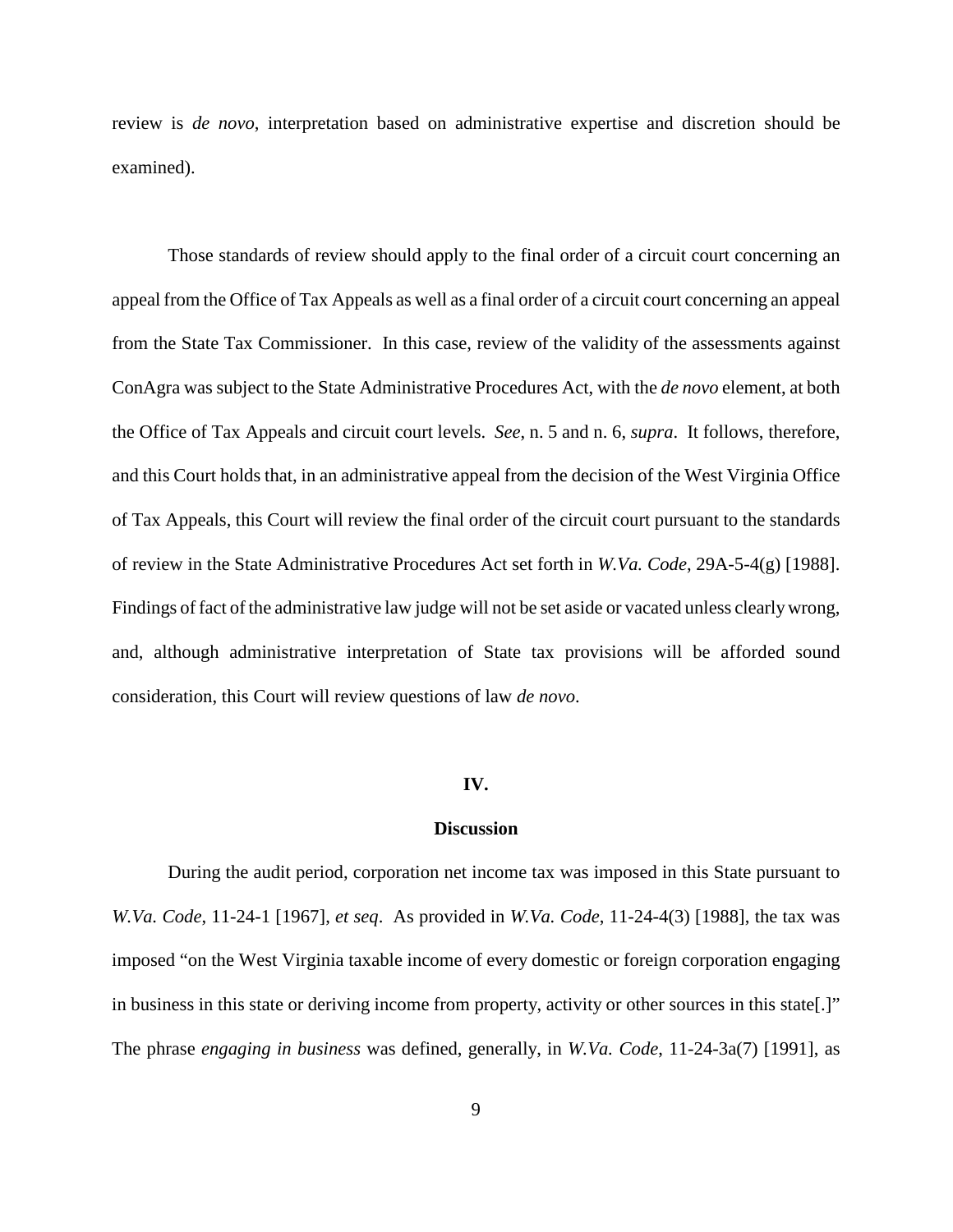review is *de novo*, interpretation based on administrative expertise and discretion should be examined).

Those standards of review should apply to the final order of a circuit court concerning an appeal from the Office of Tax Appeals as well as a final order of a circuit court concerning an appeal from the State Tax Commissioner. In this case, review of the validity of the assessments against ConAgra was subject to the State Administrative Procedures Act, with the *de novo* element, at both the Office of Tax Appeals and circuit court levels. *See*, n. 5 and n. 6, *supra*. It follows, therefore, and this Court holds that, in an administrative appeal from the decision of the West Virginia Office of Tax Appeals, this Court will review the final order of the circuit court pursuant to the standards of review in the State Administrative Procedures Act set forth in *W.Va. Code*, 29A-5-4(g) [1988]. Findings of fact of the administrative law judge will not be set aside or vacated unless clearly wrong, and, although administrative interpretation of State tax provisions will be afforded sound consideration, this Court will review questions of law *de novo*.

## IV.

## Discussion

During the audit period, corporation net income tax was imposed in this State pursuant to *W.Va. Code*, 11-24-1 [1967], *et seq*. As provided in *W.Va. Code*, 11-24-4(3) [1988], the tax was imposed "on the West Virginia taxable income of every domestic or foreign corporation engaging in business in this state or deriving income from property, activity or other sources in this state[.]" The phrase *engaging in business* was defined, generally, in *W.Va. Code*, 11-24-3a(7) [1991], as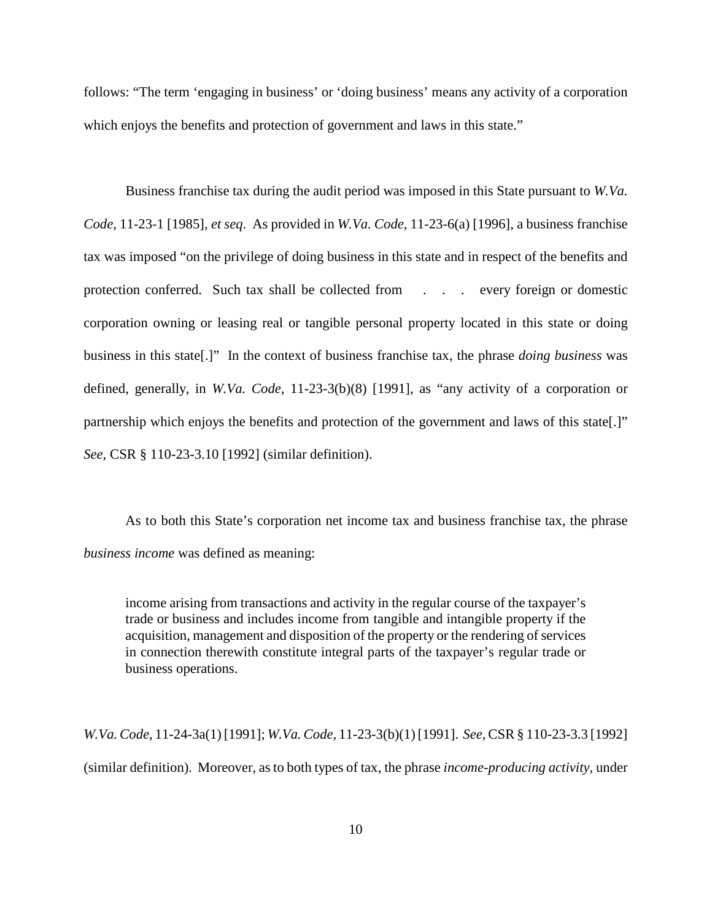follows: "The term 'engaging in business' or 'doing business' means any activity of a corporation which enjoys the benefits and protection of government and laws in this state."

Business franchise tax during the audit period was imposed in this State pursuant to *W.Va. Code*, 11-23-1 [1985], *et seq*. As provided in *W.Va. Code*, 11-23-6(a) [1996], a business franchise tax was imposed "on the privilege of doing business in this state and in respect of the benefits and protection conferred. Such tax shall be collected from . . . every foreign or domestic corporation owning or leasing real or tangible personal property located in this state or doing business in this state[.]" In the context of business franchise tax, the phrase *doing business* was defined, generally, in *W.Va. Code*, 11-23-3(b)(8) [1991], as "any activity of a corporation or partnership which enjoys the benefits and protection of the government and laws of this state[.]" *See*, CSR § 110-23-3.10 [1992] (similar definition).

As to both this State's corporation net income tax and business franchise tax, the phrase *business income* was defined as meaning:

> income arising from transactions and activity in the regular course of the taxpayer's trade or business and includes income from tangible and intangible property if the acquisition, management and disposition of the property or the rendering of services in connection therewith constitute integral parts of the taxpayer's regular trade or business operations.

*W.Va. Code*, 11-24-3a(1) [1991]; *W.Va. Code*, 11-23-3(b)(1) [1991]. *See*, CSR § 110-23-3.3 [1992] (similar definition). Moreover, as to both types of tax, the phrase *income-producing activity*, under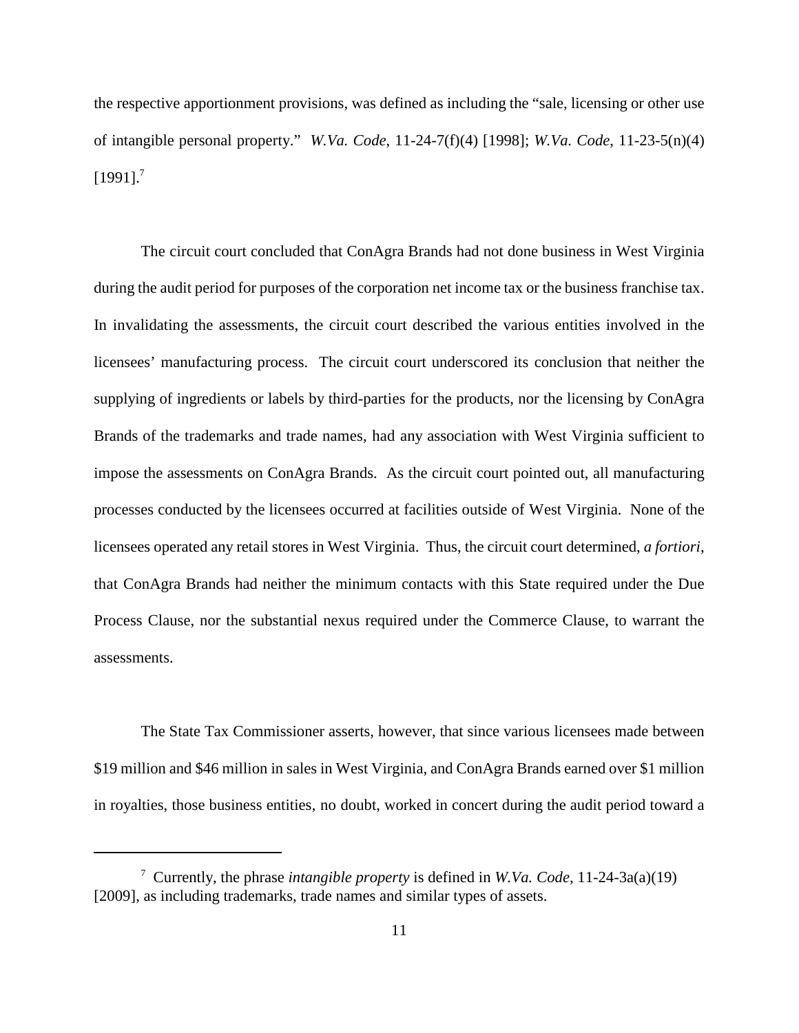the respective apportionment provisions, was defined as including the "sale, licensing or other use of intangible personal property." *W.Va. Code*, 11-24-7(f)(4) [1998]; *W.Va. Code*, 11-23-5(n)(4) [1991].[7]

The circuit court concluded that ConAgra Brands had not done business in West Virginia during the audit period for purposes of the corporation net income tax or the business franchise tax. In invalidating the assessments, the circuit court described the various entities involved in the licensees' manufacturing process. The circuit court underscored its conclusion that neither the supplying of ingredients or labels by third-parties for the products, nor the licensing by ConAgra Brands of the trademarks and trade names, had any association with West Virginia sufficient to impose the assessments on ConAgra Brands. As the circuit court pointed out, all manufacturing processes conducted by the licensees occurred at facilities outside of West Virginia. None of the licensees operated any retail stores in West Virginia. Thus, the circuit court determined, *a fortiori*, that ConAgra Brands had neither the minimum contacts with this State required under the Due Process Clause, nor the substantial nexus required under the Commerce Clause, to warrant the assessments.

The State Tax Commissioner asserts, however, that since various licensees made between \$19 million and \$46 million in sales in West Virginia, and ConAgra Brands earned over \$1 million in royalties, those business entities, no doubt, worked in concert during the audit period toward a

---

[7] Currently, the phrase *intangible property* is defined in *W.Va. Code*, 11-24-3a(a)(19) [2009], as including trademarks, trade names and similar types of assets.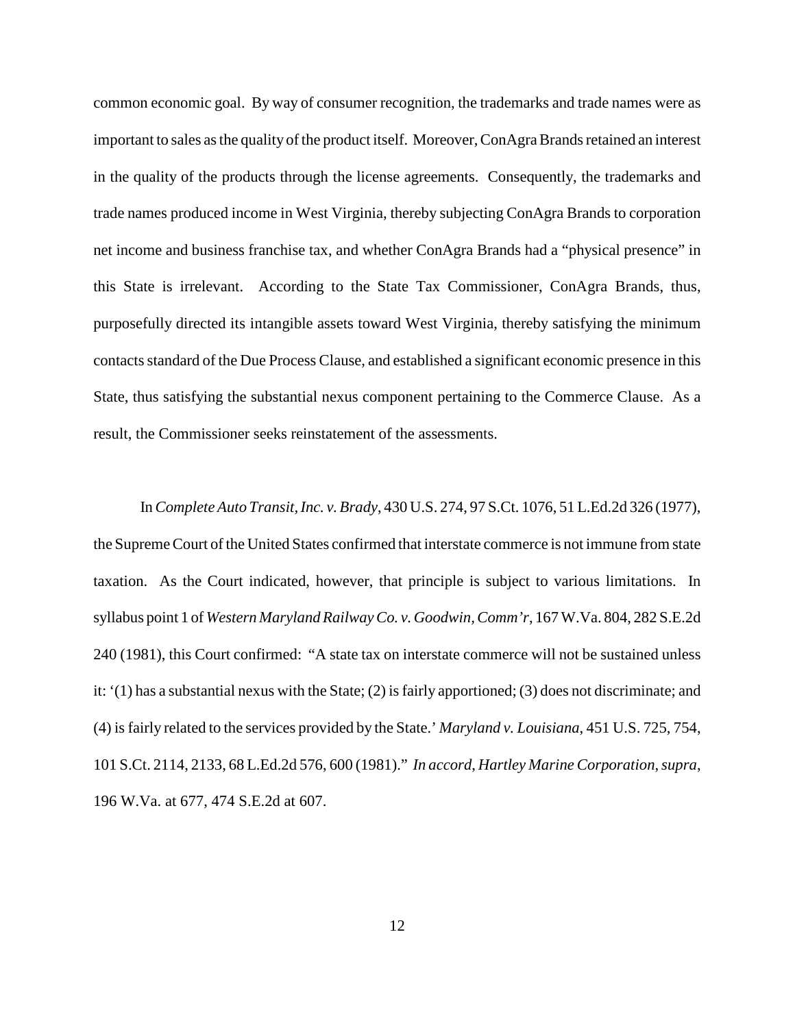common economic goal. By way of consumer recognition, the trademarks and trade names were as important to sales as the quality of the product itself. Moreover, ConAgra Brands retained an interest in the quality of the products through the license agreements. Consequently, the trademarks and trade names produced income in West Virginia, thereby subjecting ConAgra Brands to corporation net income and business franchise tax, and whether ConAgra Brands had a "physical presence" in this State is irrelevant. According to the State Tax Commissioner, ConAgra Brands, thus, purposefully directed its intangible assets toward West Virginia, thereby satisfying the minimum contacts standard of the Due Process Clause, and established a significant economic presence in this State, thus satisfying the substantial nexus component pertaining to the Commerce Clause. As a result, the Commissioner seeks reinstatement of the assessments.

In *Complete Auto Transit, Inc. v. Brady*, 430 U.S. 274, 97 S.Ct. 1076, 51 L.Ed.2d 326 (1977), the Supreme Court of the United States confirmed that interstate commerce is not immune from state taxation. As the Court indicated, however, that principle is subject to various limitations. In syllabus point 1 of *Western Maryland Railway Co. v. Goodwin, Comm'r*, 167 W.Va. 804, 282 S.E.2d 240 (1981), this Court confirmed: "A state tax on interstate commerce will not be sustained unless it: '(1) has a substantial nexus with the State; (2) is fairly apportioned; (3) does not discriminate; and (4) is fairly related to the services provided by the State.' *Maryland v. Louisiana*, 451 U.S. 725, 754, 101 S.Ct. 2114, 2133, 68 L.Ed.2d 576, 600 (1981)." *In accord*, *Hartley Marine Corporation*, *supra*, 196 W.Va. at 677, 474 S.E.2d at 607.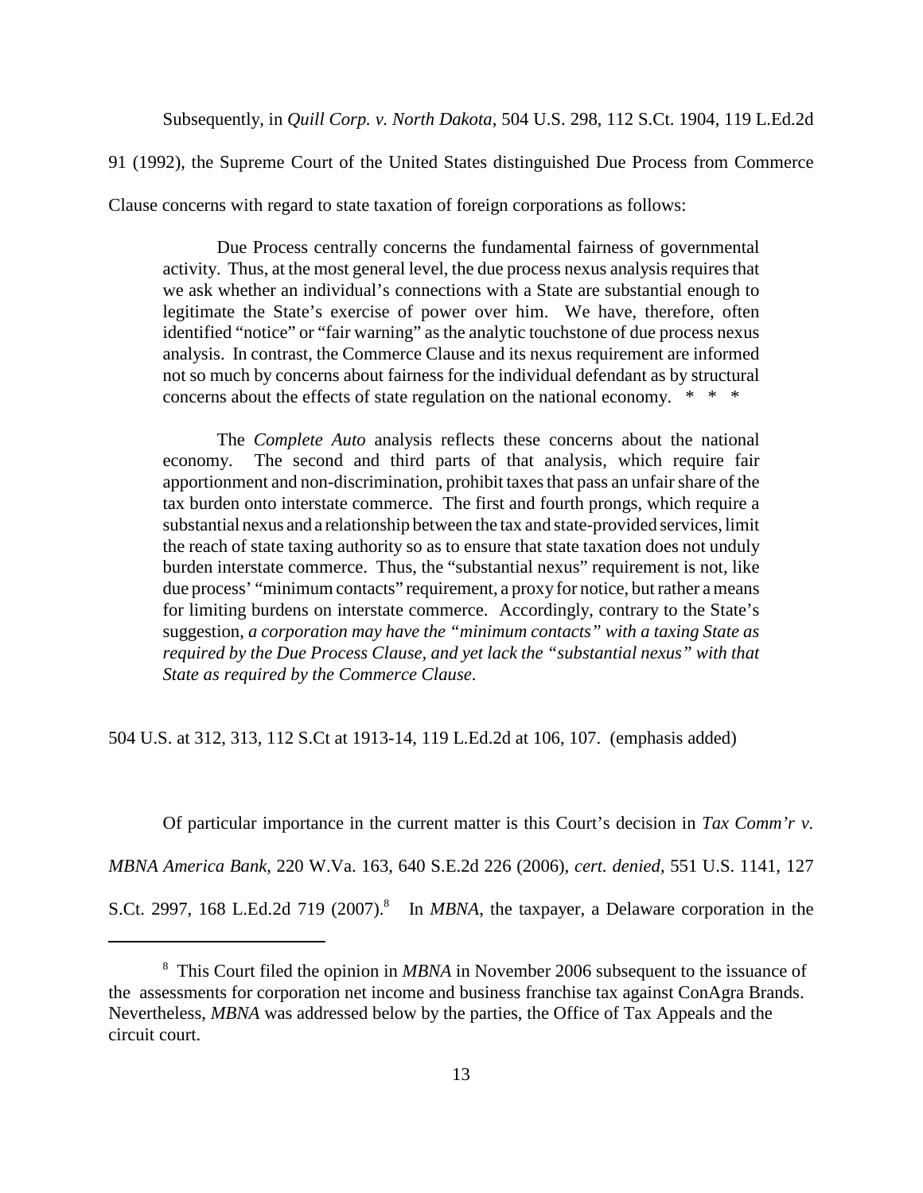Subsequently, in *Quill Corp. v. North Dakota*, 504 U.S. 298, 112 S.Ct. 1904, 119 L.Ed.2d 91 (1992), the Supreme Court of the United States distinguished Due Process from Commerce Clause concerns with regard to state taxation of foreign corporations as follows:

> Due Process centrally concerns the fundamental fairness of governmental activity. Thus, at the most general level, the due process nexus analysis requires that we ask whether an individual's connections with a State are substantial enough to legitimate the State's exercise of power over him. We have, therefore, often identified "notice" or "fair warning" as the analytic touchstone of due process nexus analysis. In contrast, the Commerce Clause and its nexus requirement are informed not so much by concerns about fairness for the individual defendant as by structural concerns about the effects of state regulation on the national economy. * * *
>
> The *Complete Auto* analysis reflects these concerns about the national economy. The second and third parts of that analysis, which require fair apportionment and non-discrimination, prohibit taxes that pass an unfair share of the tax burden onto interstate commerce. The first and fourth prongs, which require a substantial nexus and a relationship between the tax and state-provided services, limit the reach of state taxing authority so as to ensure that state taxation does not unduly burden interstate commerce. Thus, the "substantial nexus" requirement is not, like due process' "minimum contacts" requirement, a proxy for notice, but rather a means for limiting burdens on interstate commerce. Accordingly, contrary to the State's suggestion, *a corporation may have the "minimum contacts" with a taxing State as required by the Due Process Clause, and yet lack the "substantial nexus" with that State as required by the Commerce Clause*.

504 U.S. at 312, 313, 112 S.Ct at 1913-14, 119 L.Ed.2d at 106, 107. (emphasis added)

Of particular importance in the current matter is this Court's decision in *Tax Comm'r v. MBNA America Bank*, 220 W.Va. 163, 640 S.E.2d 226 (2006), *cert. denied*, 551 U.S. 1141, 127 S.Ct. 2997, 168 L.Ed.2d 719 (2007).[8] In *MBNA*, the taxpayer, a Delaware corporation in the

[8] This Court filed the opinion in *MBNA* in November 2006 subsequent to the issuance of the assessments for corporation net income and business franchise tax against ConAgra Brands. Nevertheless, *MBNA* was addressed below by the parties, the Office of Tax Appeals and the circuit court.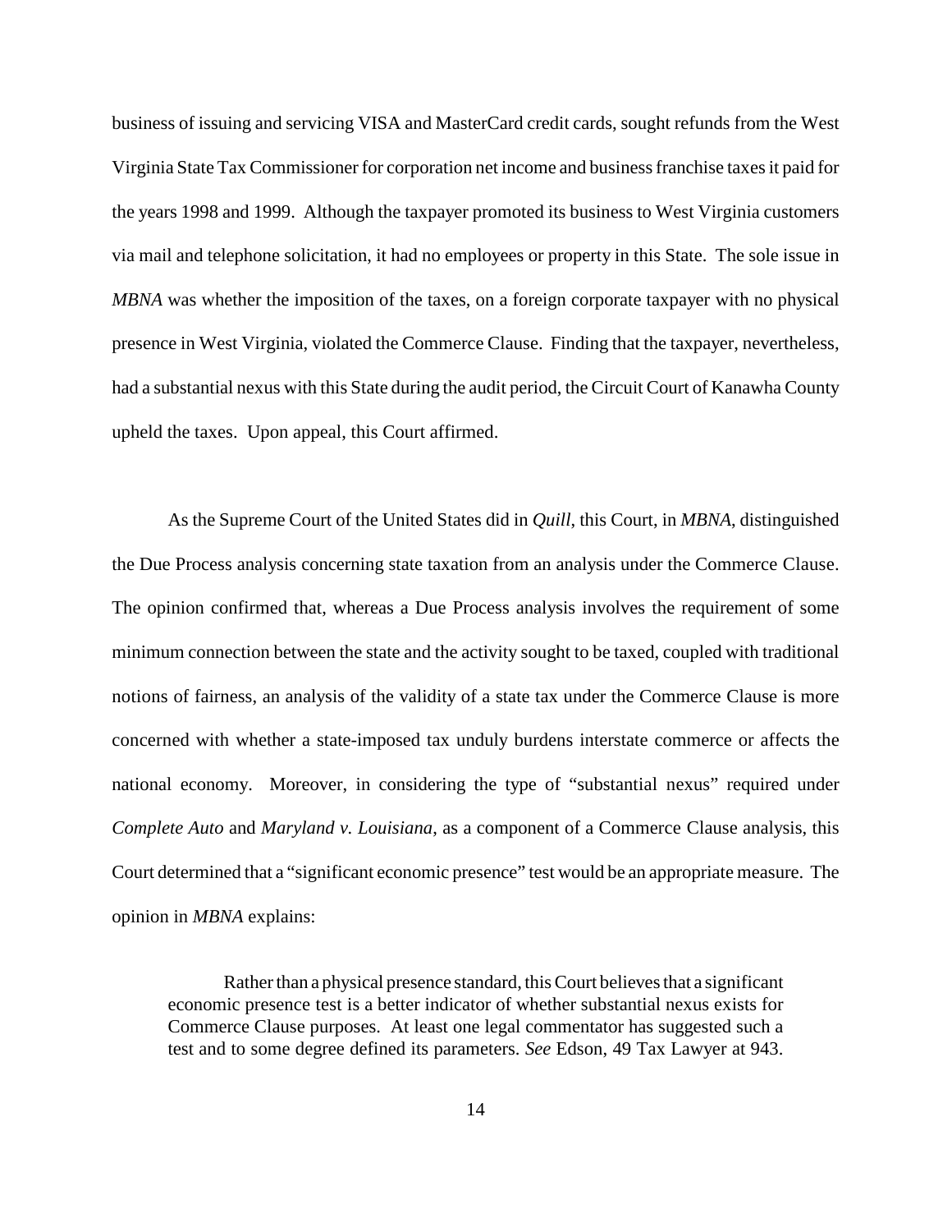business of issuing and servicing VISA and MasterCard credit cards, sought refunds from the West Virginia State Tax Commissioner for corporation net income and business franchise taxes it paid for the years 1998 and 1999. Although the taxpayer promoted its business to West Virginia customers via mail and telephone solicitation, it had no employees or property in this State. The sole issue in *MBNA* was whether the imposition of the taxes, on a foreign corporate taxpayer with no physical presence in West Virginia, violated the Commerce Clause. Finding that the taxpayer, nevertheless, had a substantial nexus with this State during the audit period, the Circuit Court of Kanawha County upheld the taxes. Upon appeal, this Court affirmed.

As the Supreme Court of the United States did in *Quill*, this Court, in *MBNA*, distinguished the Due Process analysis concerning state taxation from an analysis under the Commerce Clause. The opinion confirmed that, whereas a Due Process analysis involves the requirement of some minimum connection between the state and the activity sought to be taxed, coupled with traditional notions of fairness, an analysis of the validity of a state tax under the Commerce Clause is more concerned with whether a state-imposed tax unduly burdens interstate commerce or affects the national economy. Moreover, in considering the type of "substantial nexus" required under *Complete Auto* and *Maryland v. Louisiana*, as a component of a Commerce Clause analysis, this Court determined that a "significant economic presence" test would be an appropriate measure. The opinion in *MBNA* explains:

> Rather than a physical presence standard, this Court believes that a significant economic presence test is a better indicator of whether substantial nexus exists for Commerce Clause purposes. At least one legal commentator has suggested such a test and to some degree defined its parameters. *See* Edson, 49 Tax Lawyer at 943.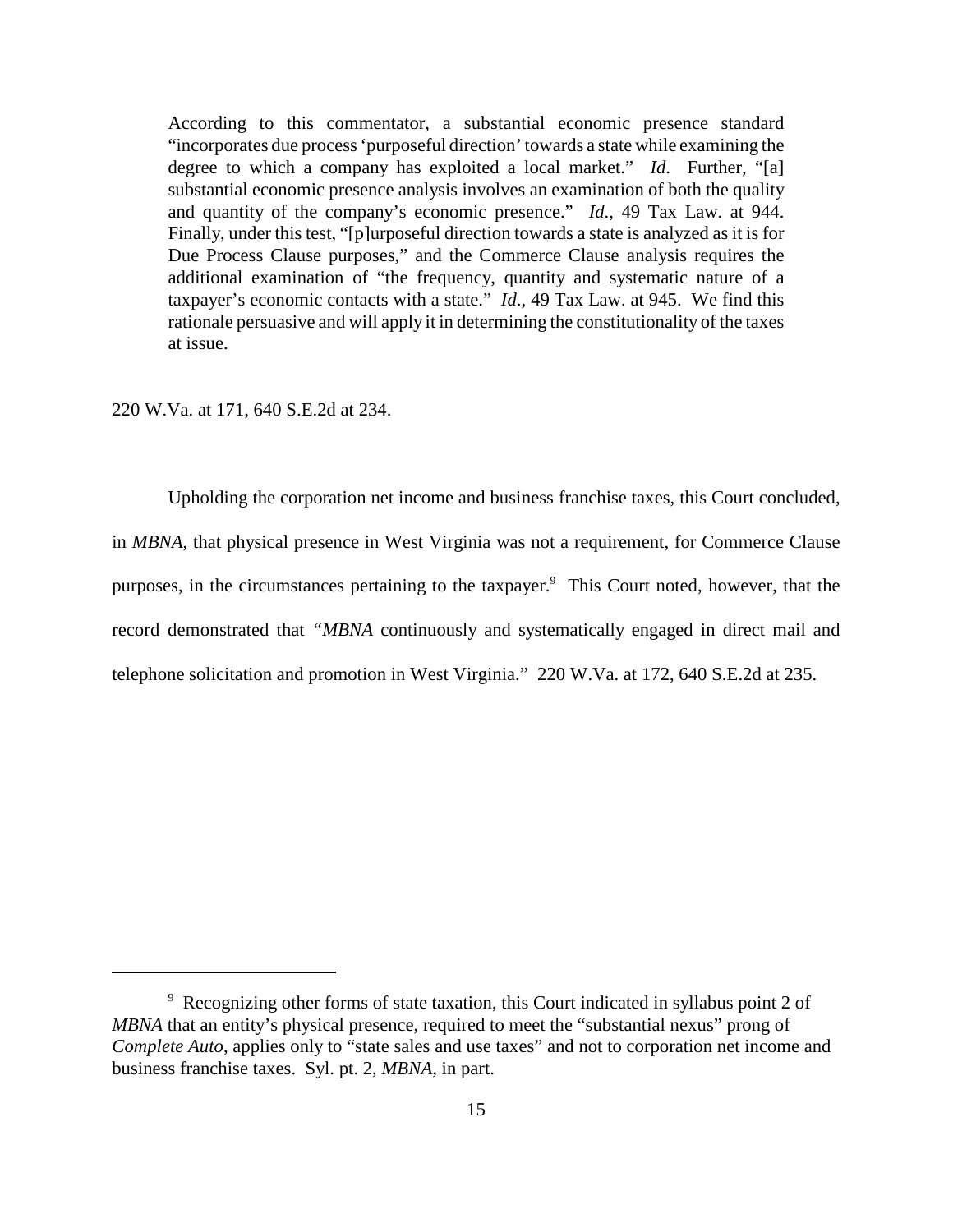> According to this commentator, a substantial economic presence standard "incorporates due process 'purposeful direction' towards a state while examining the degree to which a company has exploited a local market." *Id*. Further, "[a] substantial economic presence analysis involves an examination of both the quality and quantity of the company's economic presence." *Id*., 49 Tax Law. at 944. Finally, under this test, "[p]urposeful direction towards a state is analyzed as it is for Due Process Clause purposes," and the Commerce Clause analysis requires the additional examination of "the frequency, quantity and systematic nature of a taxpayer's economic contacts with a state." *Id*., 49 Tax Law. at 945. We find this rationale persuasive and will apply it in determining the constitutionality of the taxes at issue.

220 W.Va. at 171, 640 S.E.2d at 234.

Upholding the corporation net income and business franchise taxes, this Court concluded, in *MBNA*, that physical presence in West Virginia was not a requirement, for Commerce Clause purposes, in the circumstances pertaining to the taxpayer.[9] This Court noted, however, that the record demonstrated that "*MBNA* continuously and systematically engaged in direct mail and telephone solicitation and promotion in West Virginia." 220 W.Va. at 172, 640 S.E.2d at 235.

---

[9] Recognizing other forms of state taxation, this Court indicated in syllabus point 2 of *MBNA* that an entity's physical presence, required to meet the "substantial nexus" prong of *Complete Auto*, applies only to "state sales and use taxes" and not to corporation net income and business franchise taxes. Syl. pt. 2, *MBNA*, in part.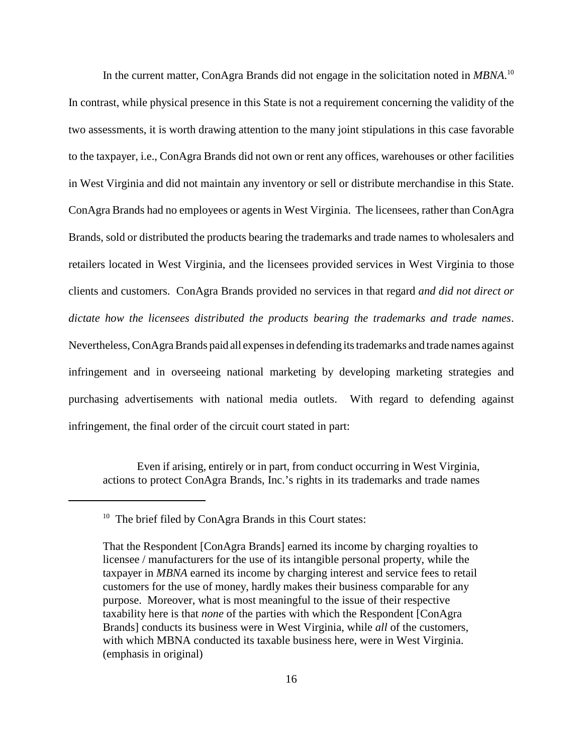In the current matter, ConAgra Brands did not engage in the solicitation noted in *MBNA*.[10] In contrast, while physical presence in this State is not a requirement concerning the validity of the two assessments, it is worth drawing attention to the many joint stipulations in this case favorable to the taxpayer, i.e., ConAgra Brands did not own or rent any offices, warehouses or other facilities in West Virginia and did not maintain any inventory or sell or distribute merchandise in this State. ConAgra Brands had no employees or agents in West Virginia. The licensees, rather than ConAgra Brands, sold or distributed the products bearing the trademarks and trade names to wholesalers and retailers located in West Virginia, and the licensees provided services in West Virginia to those clients and customers. ConAgra Brands provided no services in that regard *and did not direct or dictate how the licensees distributed the products bearing the trademarks and trade names*. Nevertheless, ConAgra Brands paid all expenses in defending its trademarks and trade names against infringement and in overseeing national marketing by developing marketing strategies and purchasing advertisements with national media outlets. With regard to defending against infringement, the final order of the circuit court stated in part:

> Even if arising, entirely or in part, from conduct occurring in West Virginia, actions to protect ConAgra Brands, Inc.'s rights in its trademarks and trade names

---

[10] The brief filed by ConAgra Brands in this Court states:

> That the Respondent [ConAgra Brands] earned its income by charging royalties to licensee / manufacturers for the use of its intangible personal property, while the taxpayer in *MBNA* earned its income by charging interest and service fees to retail customers for the use of money, hardly makes their business comparable for any purpose. Moreover, what is most meaningful to the issue of their respective taxability here is that *none* of the parties with which the Respondent [ConAgra Brands] conducts its business were in West Virginia, while *all* of the customers, with which MBNA conducted its taxable business here, were in West Virginia. (emphasis in original)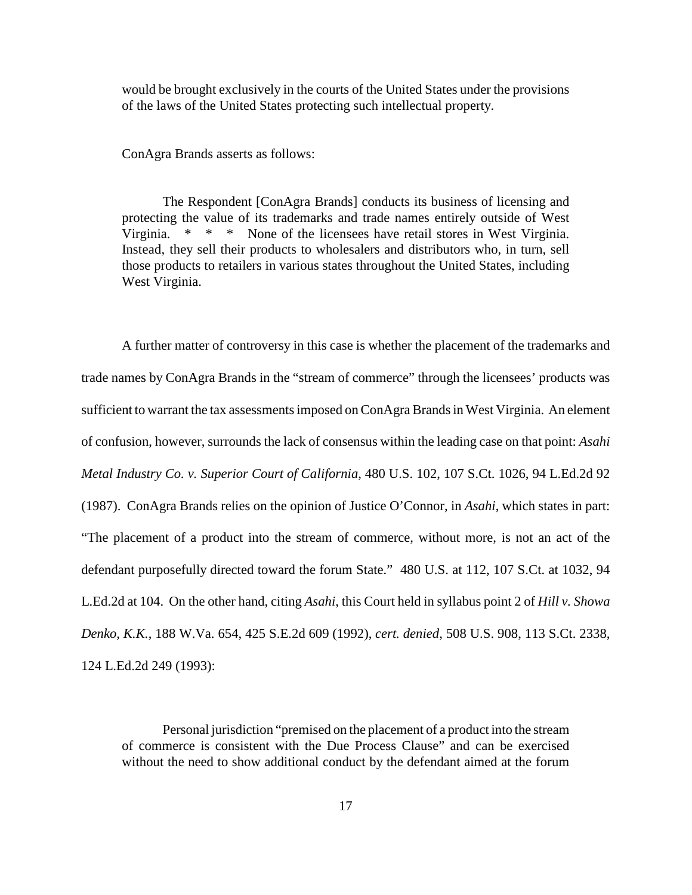> would be brought exclusively in the courts of the United States under the provisions of the laws of the United States protecting such intellectual property.

ConAgra Brands asserts as follows:

> The Respondent [ConAgra Brands] conducts its business of licensing and protecting the value of its trademarks and trade names entirely outside of West Virginia. * * * None of the licensees have retail stores in West Virginia. Instead, they sell their products to wholesalers and distributors who, in turn, sell those products to retailers in various states throughout the United States, including West Virginia.

A further matter of controversy in this case is whether the placement of the trademarks and trade names by ConAgra Brands in the "stream of commerce" through the licensees' products was sufficient to warrant the tax assessments imposed on ConAgra Brands in West Virginia. An element of confusion, however, surrounds the lack of consensus within the leading case on that point: *Asahi Metal Industry Co. v. Superior Court of California*, 480 U.S. 102, 107 S.Ct. 1026, 94 L.Ed.2d 92 (1987). ConAgra Brands relies on the opinion of Justice O'Connor, in *Asahi*, which states in part: "The placement of a product into the stream of commerce, without more, is not an act of the defendant purposefully directed toward the forum State." 480 U.S. at 112, 107 S.Ct. at 1032, 94 L.Ed.2d at 104. On the other hand, citing *Asahi*, this Court held in syllabus point 2 of *Hill v. Showa Denko, K.K.*, 188 W.Va. 654, 425 S.E.2d 609 (1992), *cert. denied*, 508 U.S. 908, 113 S.Ct. 2338, 124 L.Ed.2d 249 (1993):

> Personal jurisdiction "premised on the placement of a product into the stream of commerce is consistent with the Due Process Clause" and can be exercised without the need to show additional conduct by the defendant aimed at the forum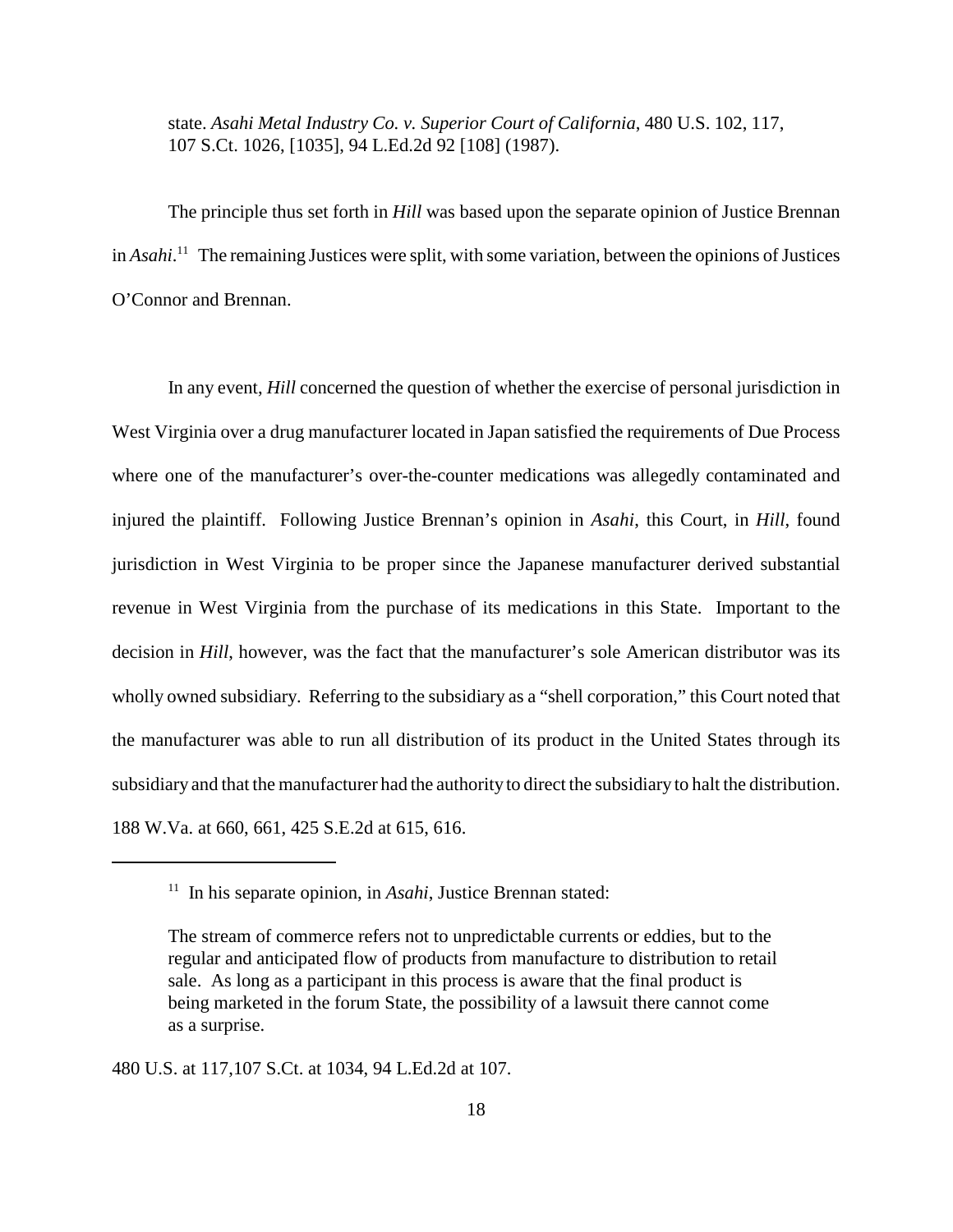> state. *Asahi Metal Industry Co. v. Superior Court of California*, 480 U.S. 102, 117, 107 S.Ct. 1026, [1035], 94 L.Ed.2d 92 [108] (1987).

The principle thus set forth in *Hill* was based upon the separate opinion of Justice Brennan in *Asahi*.[11] The remaining Justices were split, with some variation, between the opinions of Justices O'Connor and Brennan.

In any event, *Hill* concerned the question of whether the exercise of personal jurisdiction in West Virginia over a drug manufacturer located in Japan satisfied the requirements of Due Process where one of the manufacturer's over-the-counter medications was allegedly contaminated and injured the plaintiff. Following Justice Brennan's opinion in *Asahi*, this Court, in *Hill*, found jurisdiction in West Virginia to be proper since the Japanese manufacturer derived substantial revenue in West Virginia from the purchase of its medications in this State. Important to the decision in *Hill*, however, was the fact that the manufacturer's sole American distributor was its wholly owned subsidiary. Referring to the subsidiary as a "shell corporation," this Court noted that the manufacturer was able to run all distribution of its product in the United States through its subsidiary and that the manufacturer had the authority to direct the subsidiary to halt the distribution. 188 W.Va. at 660, 661, 425 S.E.2d at 615, 616.

---

[11] In his separate opinion, in *Asahi*, Justice Brennan stated:

> The stream of commerce refers not to unpredictable currents or eddies, but to the regular and anticipated flow of products from manufacture to distribution to retail sale. As long as a participant in this process is aware that the final product is being marketed in the forum State, the possibility of a lawsuit there cannot come as a surprise.

480 U.S. at 117,107 S.Ct. at 1034, 94 L.Ed.2d at 107.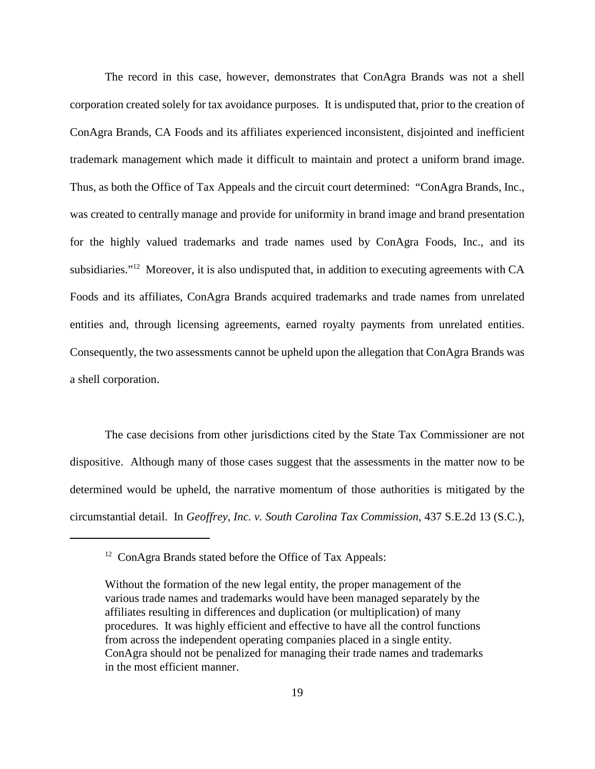The record in this case, however, demonstrates that ConAgra Brands was not a shell corporation created solely for tax avoidance purposes. It is undisputed that, prior to the creation of ConAgra Brands, CA Foods and its affiliates experienced inconsistent, disjointed and inefficient trademark management which made it difficult to maintain and protect a uniform brand image. Thus, as both the Office of Tax Appeals and the circuit court determined: "ConAgra Brands, Inc., was created to centrally manage and provide for uniformity in brand image and brand presentation for the highly valued trademarks and trade names used by ConAgra Foods, Inc., and its subsidiaries."[12] Moreover, it is also undisputed that, in addition to executing agreements with CA Foods and its affiliates, ConAgra Brands acquired trademarks and trade names from unrelated entities and, through licensing agreements, earned royalty payments from unrelated entities. Consequently, the two assessments cannot be upheld upon the allegation that ConAgra Brands was a shell corporation.

The case decisions from other jurisdictions cited by the State Tax Commissioner are not dispositive. Although many of those cases suggest that the assessments in the matter now to be determined would be upheld, the narrative momentum of those authorities is mitigated by the circumstantial detail. In *Geoffrey, Inc. v. South Carolina Tax Commission*, 437 S.E.2d 13 (S.C.),

---

[12] ConAgra Brands stated before the Office of Tax Appeals:

> Without the formation of the new legal entity, the proper management of the various trade names and trademarks would have been managed separately by the affiliates resulting in differences and duplication (or multiplication) of many procedures. It was highly efficient and effective to have all the control functions from across the independent operating companies placed in a single entity. ConAgra should not be penalized for managing their trade names and trademarks in the most efficient manner.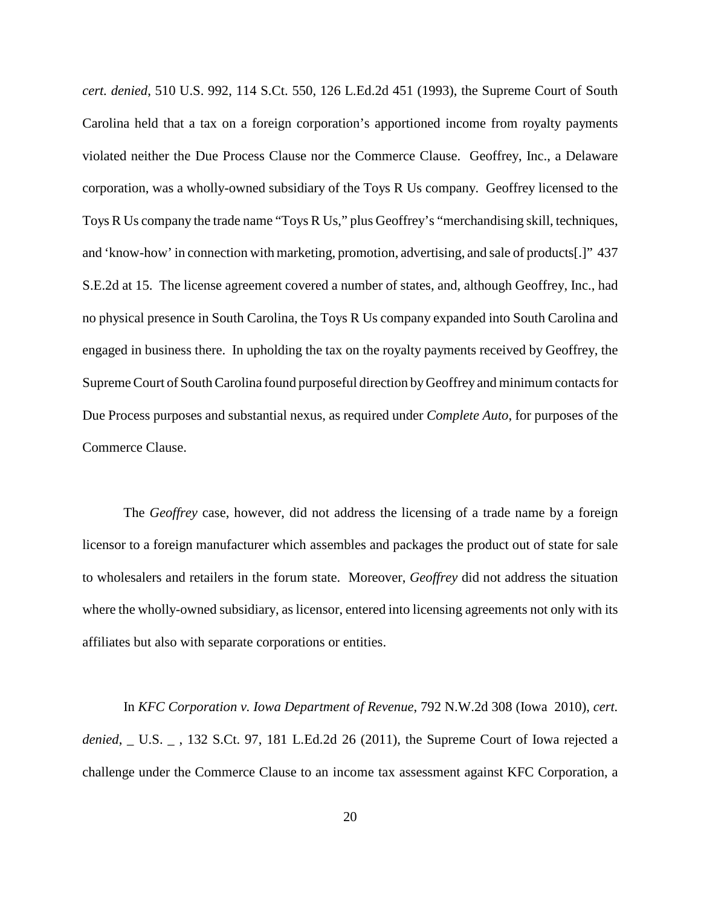*cert. denied*, 510 U.S. 992, 114 S.Ct. 550, 126 L.Ed.2d 451 (1993), the Supreme Court of South Carolina held that a tax on a foreign corporation's apportioned income from royalty payments violated neither the Due Process Clause nor the Commerce Clause. Geoffrey, Inc., a Delaware corporation, was a wholly-owned subsidiary of the Toys R Us company. Geoffrey licensed to the Toys R Us company the trade name "Toys R Us," plus Geoffrey's "merchandising skill, techniques, and 'know-how' in connection with marketing, promotion, advertising, and sale of products[.]" 437 S.E.2d at 15. The license agreement covered a number of states, and, although Geoffrey, Inc., had no physical presence in South Carolina, the Toys R Us company expanded into South Carolina and engaged in business there. In upholding the tax on the royalty payments received by Geoffrey, the Supreme Court of South Carolina found purposeful direction by Geoffrey and minimum contacts for Due Process purposes and substantial nexus, as required under *Complete Auto*, for purposes of the Commerce Clause.

The *Geoffrey* case, however, did not address the licensing of a trade name by a foreign licensor to a foreign manufacturer which assembles and packages the product out of state for sale to wholesalers and retailers in the forum state. Moreover, *Geoffrey* did not address the situation where the wholly-owned subsidiary, as licensor, entered into licensing agreements not only with its affiliates but also with separate corporations or entities.

In *KFC Corporation v. Iowa Department of Revenue*, 792 N.W.2d 308 (Iowa 2010), *cert. denied*, _ U.S. _ , 132 S.Ct. 97, 181 L.Ed.2d 26 (2011), the Supreme Court of Iowa rejected a challenge under the Commerce Clause to an income tax assessment against KFC Corporation, a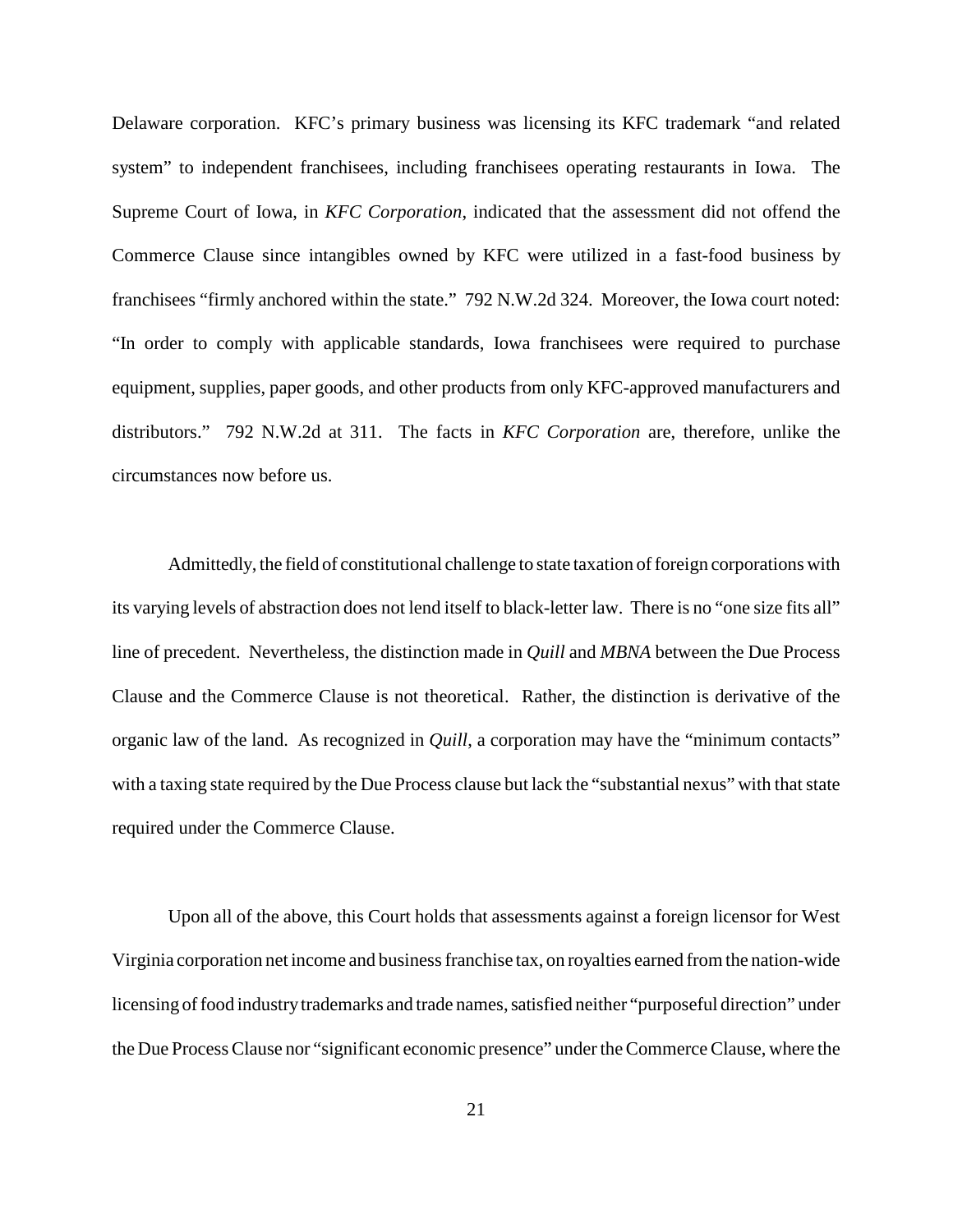Delaware corporation. KFC's primary business was licensing its KFC trademark "and related system" to independent franchisees, including franchisees operating restaurants in Iowa. The Supreme Court of Iowa, in *KFC Corporation*, indicated that the assessment did not offend the Commerce Clause since intangibles owned by KFC were utilized in a fast-food business by franchisees "firmly anchored within the state." 792 N.W.2d 324. Moreover, the Iowa court noted: "In order to comply with applicable standards, Iowa franchisees were required to purchase equipment, supplies, paper goods, and other products from only KFC-approved manufacturers and distributors." 792 N.W.2d at 311. The facts in *KFC Corporation* are, therefore, unlike the circumstances now before us.

Admittedly, the field of constitutional challenge to state taxation of foreign corporations with its varying levels of abstraction does not lend itself to black-letter law. There is no "one size fits all" line of precedent. Nevertheless, the distinction made in *Quill* and *MBNA* between the Due Process Clause and the Commerce Clause is not theoretical. Rather, the distinction is derivative of the organic law of the land. As recognized in *Quill*, a corporation may have the "minimum contacts" with a taxing state required by the Due Process clause but lack the "substantial nexus" with that state required under the Commerce Clause.

Upon all of the above, this Court holds that assessments against a foreign licensor for West Virginia corporation net income and business franchise tax, on royalties earned from the nation-wide licensing of food industry trademarks and trade names, satisfied neither "purposeful direction" under the Due Process Clause nor "significant economic presence" under the Commerce Clause, where the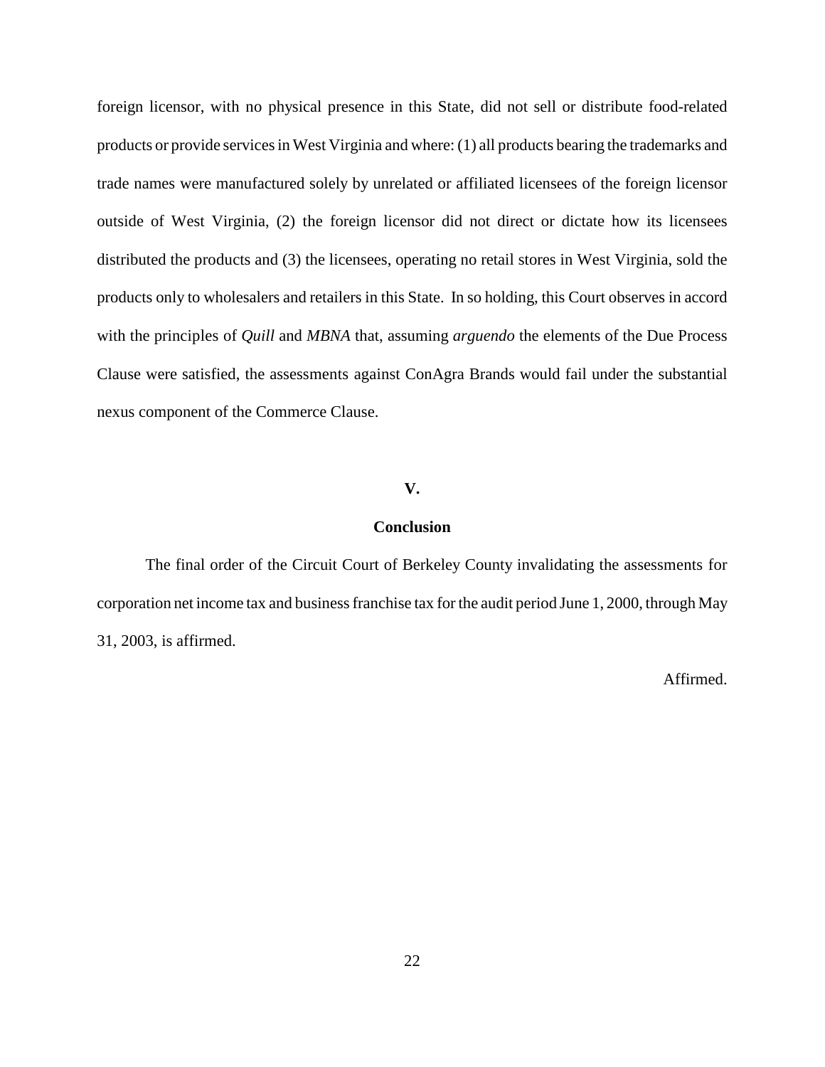foreign licensor, with no physical presence in this State, did not sell or distribute food-related products or provide services in West Virginia and where: (1) all products bearing the trademarks and trade names were manufactured solely by unrelated or affiliated licensees of the foreign licensor outside of West Virginia, (2) the foreign licensor did not direct or dictate how its licensees distributed the products and (3) the licensees, operating no retail stores in West Virginia, sold the products only to wholesalers and retailers in this State. In so holding, this Court observes in accord with the principles of *Quill* and *MBNA* that, assuming *arguendo* the elements of the Due Process Clause were satisfied, the assessments against ConAgra Brands would fail under the substantial nexus component of the Commerce Clause.

## V.

## Conclusion

The final order of the Circuit Court of Berkeley County invalidating the assessments for corporation net income tax and business franchise tax for the audit period June 1, 2000, through May 31, 2003, is affirmed.

Affirmed.